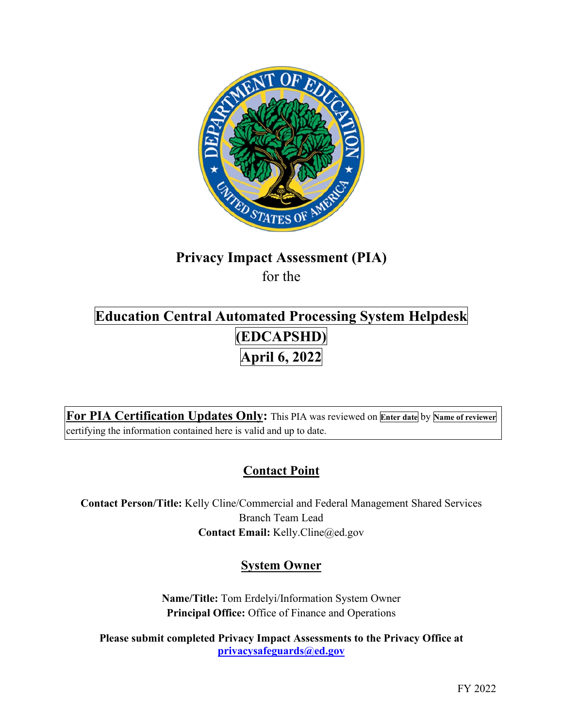# Privacy Impact Assessment (PIA)

for the

# Education Central Automated Processing System Helpdesk (EDCAPSHD)

## April 6, 2022

**For PIA Certification Updates Only:** This PIA was reviewed on **Enter date** by **Name of reviewer** certifying the information contained here is valid and up to date.

## Contact Point

**Contact Person/Title:** Kelly Cline/Commercial and Federal Management Shared Services Branch Team Lead

**Contact Email:** Kelly.Cline@ed.gov

## System Owner

**Name/Title:** Tom Erdelyi/Information System Owner

**Principal Office:** Office of Finance and Operations

**Please submit completed Privacy Impact Assessments to the Privacy Office at privacysafeguards@ed.gov**

FY 2022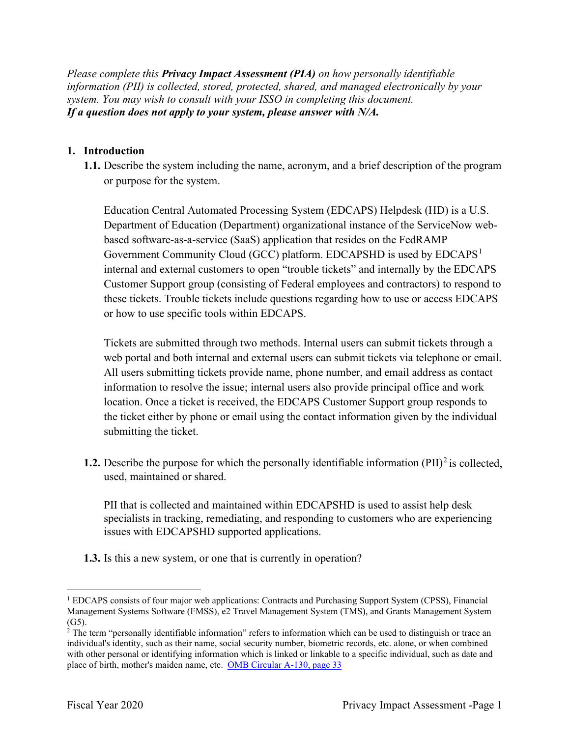*Please complete this **Privacy Impact Assessment (PIA)** on how personally identifiable information (PII) is collected, stored, protected, shared, and managed electronically by your system. You may wish to consult with your ISSO in completing this document.*
***If a question does not apply to your system, please answer with N/A.***

## 1. Introduction

**1.1.** Describe the system including the name, acronym, and a brief description of the program or purpose for the system.

Education Central Automated Processing System (EDCAPS) Helpdesk (HD) is a U.S. Department of Education (Department) organizational instance of the ServiceNow web-based software-as-a-service (SaaS) application that resides on the FedRAMP Government Community Cloud (GCC) platform. EDCAPSHD is used by EDCAPS[1] internal and external customers to open "trouble tickets" and internally by the EDCAPS Customer Support group (consisting of Federal employees and contractors) to respond to these tickets. Trouble tickets include questions regarding how to use or access EDCAPS or how to use specific tools within EDCAPS.

Tickets are submitted through two methods. Internal users can submit tickets through a web portal and both internal and external users can submit tickets via telephone or email. All users submitting tickets provide name, phone number, and email address as contact information to resolve the issue; internal users also provide principal office and work location. Once a ticket is received, the EDCAPS Customer Support group responds to the ticket either by phone or email using the contact information given by the individual submitting the ticket.

**1.2.** Describe the purpose for which the personally identifiable information (PII)[2] is collected, used, maintained or shared.

PII that is collected and maintained within EDCAPSHD is used to assist help desk specialists in tracking, remediating, and responding to customers who are experiencing issues with EDCAPSHD supported applications.

**1.3.** Is this a new system, or one that is currently in operation?

---

[1] EDCAPS consists of four major web applications: Contracts and Purchasing Support System (CPSS), Financial Management Systems Software (FMSS), e2 Travel Management System (TMS), and Grants Management System (G5).

[2] The term "personally identifiable information" refers to information which can be used to distinguish or trace an individual's identity, such as their name, social security number, biometric records, etc. alone, or when combined with other personal or identifying information which is linked or linkable to a specific individual, such as date and place of birth, mother's maiden name, etc. OMB Circular A-130, page 33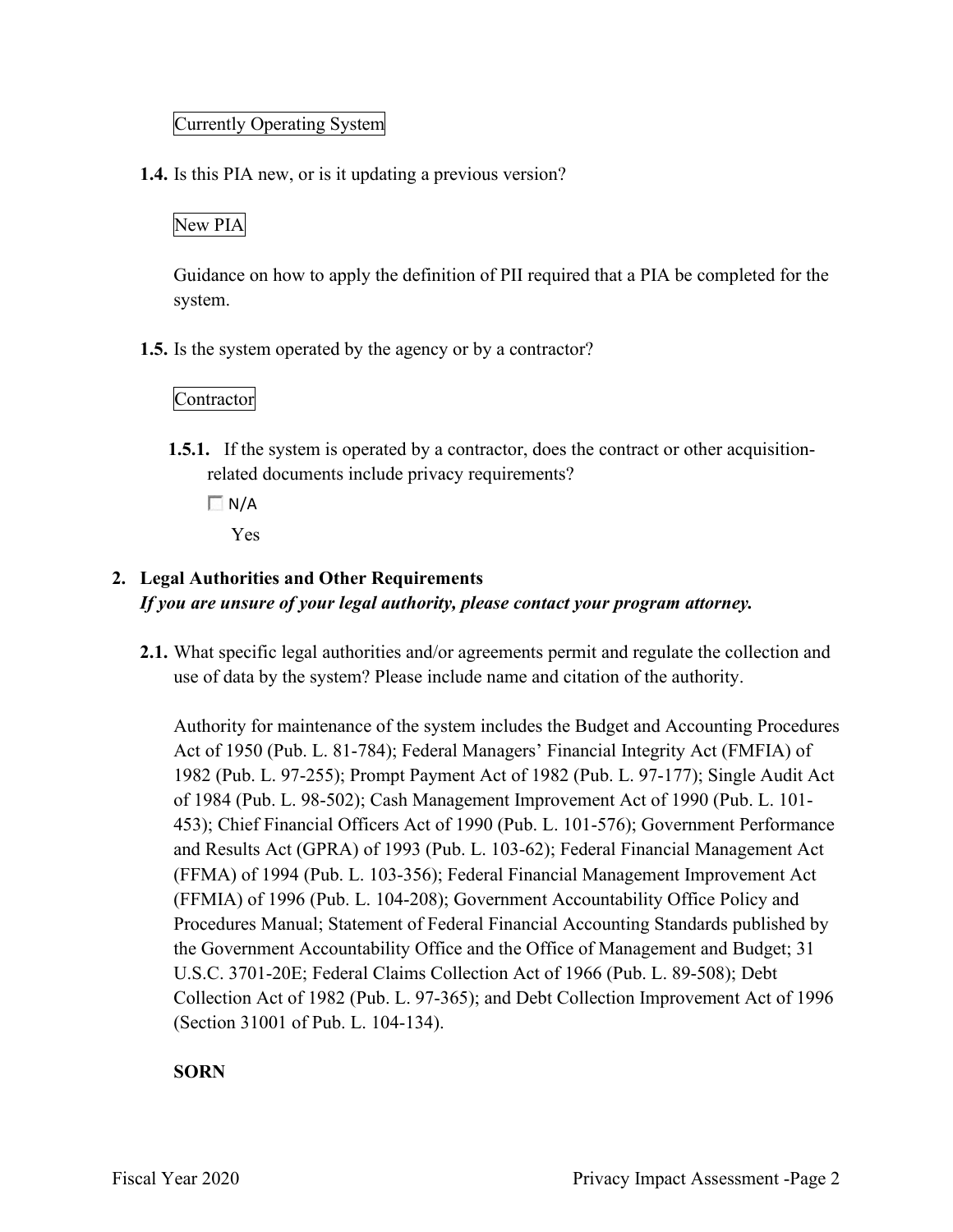Currently Operating System

**1.4.** Is this PIA new, or is it updating a previous version?

New PIA

Guidance on how to apply the definition of PII required that a PIA be completed for the system.

**1.5.** Is the system operated by the agency or by a contractor?

Contractor

**1.5.1.** If the system is operated by a contractor, does the contract or other acquisition-related documents include privacy requirements?

☐ N/A

Yes

## 2. Legal Authorities and Other Requirements

***If you are unsure of your legal authority, please contact your program attorney.***

**2.1.** What specific legal authorities and/or agreements permit and regulate the collection and use of data by the system? Please include name and citation of the authority.

Authority for maintenance of the system includes the Budget and Accounting Procedures Act of 1950 (Pub. L. 81-784); Federal Managers' Financial Integrity Act (FMFIA) of 1982 (Pub. L. 97-255); Prompt Payment Act of 1982 (Pub. L. 97-177); Single Audit Act of 1984 (Pub. L. 98-502); Cash Management Improvement Act of 1990 (Pub. L. 101-453); Chief Financial Officers Act of 1990 (Pub. L. 101-576); Government Performance and Results Act (GPRA) of 1993 (Pub. L. 103-62); Federal Financial Management Act (FFMA) of 1994 (Pub. L. 103-356); Federal Financial Management Improvement Act (FFMIA) of 1996 (Pub. L. 104-208); Government Accountability Office Policy and Procedures Manual; Statement of Federal Financial Accounting Standards published by the Government Accountability Office and the Office of Management and Budget; 31 U.S.C. 3701-20E; Federal Claims Collection Act of 1966 (Pub. L. 89-508); Debt Collection Act of 1982 (Pub. L. 97-365); and Debt Collection Improvement Act of 1996 (Section 31001 of Pub. L. 104-134).

**SORN**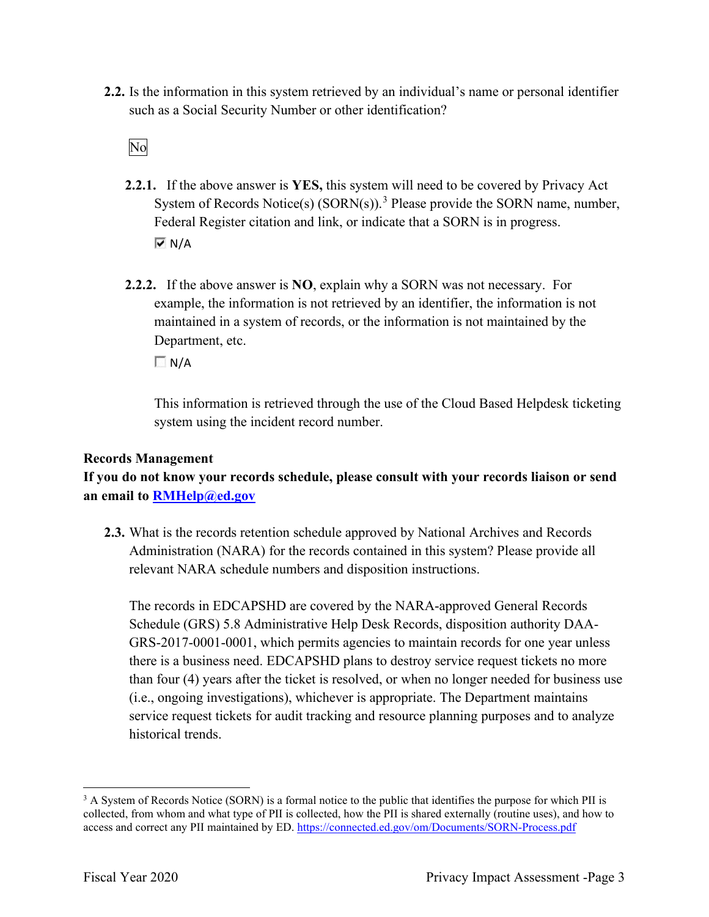**2.2.** Is the information in this system retrieved by an individual's name or personal identifier such as a Social Security Number or other identification?

No

**2.2.1.** If the above answer is **YES,** this system will need to be covered by Privacy Act System of Records Notice(s) (SORN(s)).[3] Please provide the SORN name, number, Federal Register citation and link, or indicate that a SORN is in progress.

☑ N/A

**2.2.2.** If the above answer is **NO**, explain why a SORN was not necessary. For example, the information is not retrieved by an identifier, the information is not maintained in a system of records, or the information is not maintained by the Department, etc.

☐ N/A

This information is retrieved through the use of the Cloud Based Helpdesk ticketing system using the incident record number.

**Records Management**

**If you do not know your records schedule, please consult with your records liaison or send an email to [RMHelp@ed.gov](mailto:RMHelp@ed.gov)**

**2.3.** What is the records retention schedule approved by National Archives and Records Administration (NARA) for the records contained in this system? Please provide all relevant NARA schedule numbers and disposition instructions.

The records in EDCAPSHD are covered by the NARA-approved General Records Schedule (GRS) 5.8 Administrative Help Desk Records, disposition authority DAA-GRS-2017-0001-0001, which permits agencies to maintain records for one year unless there is a business need. EDCAPSHD plans to destroy service request tickets no more than four (4) years after the ticket is resolved, or when no longer needed for business use (i.e., ongoing investigations), whichever is appropriate. The Department maintains service request tickets for audit tracking and resource planning purposes and to analyze historical trends.

---

[3] A System of Records Notice (SORN) is a formal notice to the public that identifies the purpose for which PII is collected, from whom and what type of PII is collected, how the PII is shared externally (routine uses), and how to access and correct any PII maintained by ED. https://connected.ed.gov/om/Documents/SORN-Process.pdf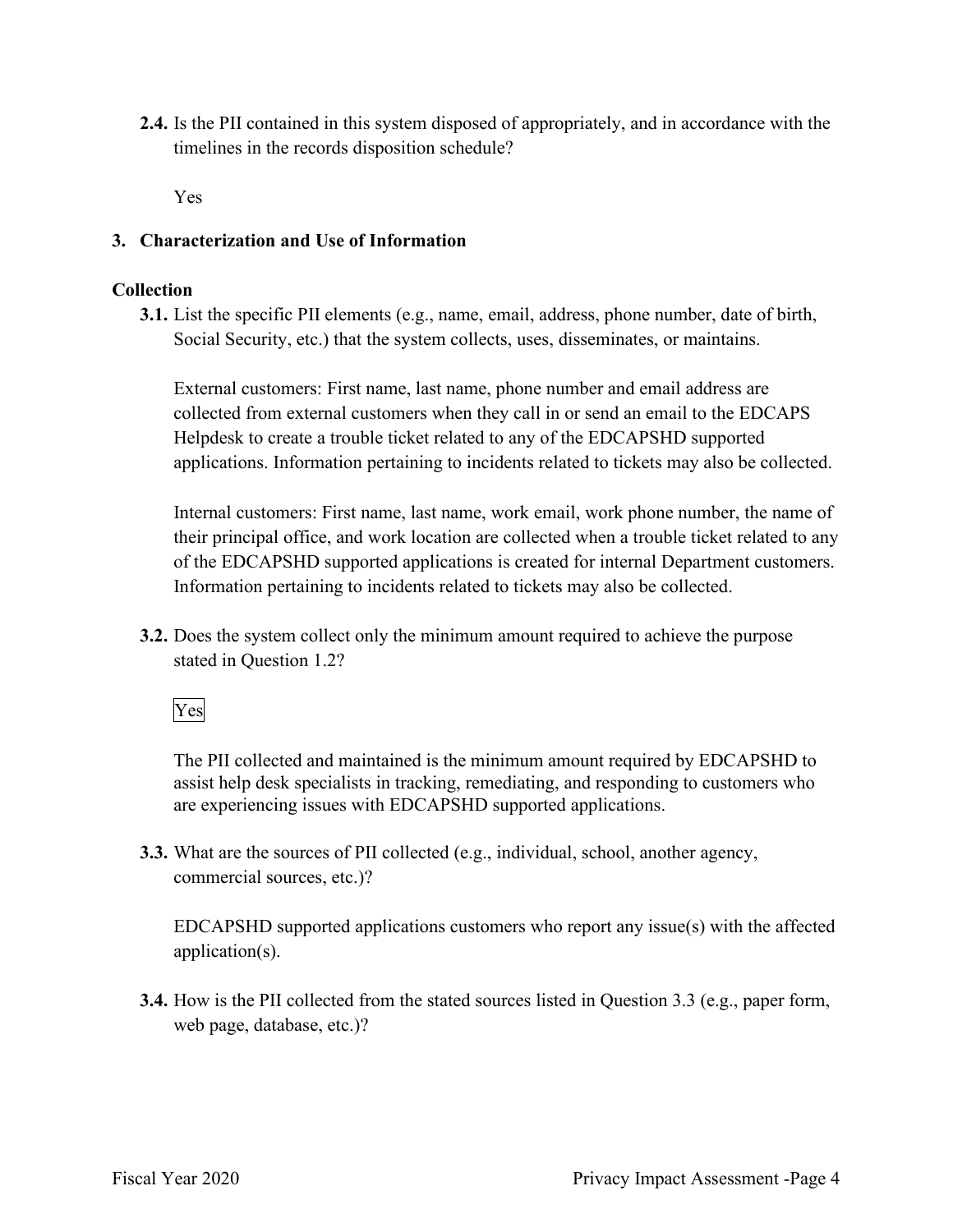**2.4.** Is the PII contained in this system disposed of appropriately, and in accordance with the timelines in the records disposition schedule?

Yes

## 3. Characterization and Use of Information

### Collection

**3.1.** List the specific PII elements (e.g., name, email, address, phone number, date of birth, Social Security, etc.) that the system collects, uses, disseminates, or maintains.

External customers: First name, last name, phone number and email address are collected from external customers when they call in or send an email to the EDCAPS Helpdesk to create a trouble ticket related to any of the EDCAPSHD supported applications. Information pertaining to incidents related to tickets may also be collected.

Internal customers: First name, last name, work email, work phone number, the name of their principal office, and work location are collected when a trouble ticket related to any of the EDCAPSHD supported applications is created for internal Department customers. Information pertaining to incidents related to tickets may also be collected.

**3.2.** Does the system collect only the minimum amount required to achieve the purpose stated in Question 1.2?

Yes

The PII collected and maintained is the minimum amount required by EDCAPSHD to assist help desk specialists in tracking, remediating, and responding to customers who are experiencing issues with EDCAPSHD supported applications.

**3.3.** What are the sources of PII collected (e.g., individual, school, another agency, commercial sources, etc.)?

EDCAPSHD supported applications customers who report any issue(s) with the affected application(s).

**3.4.** How is the PII collected from the stated sources listed in Question 3.3 (e.g., paper form, web page, database, etc.)?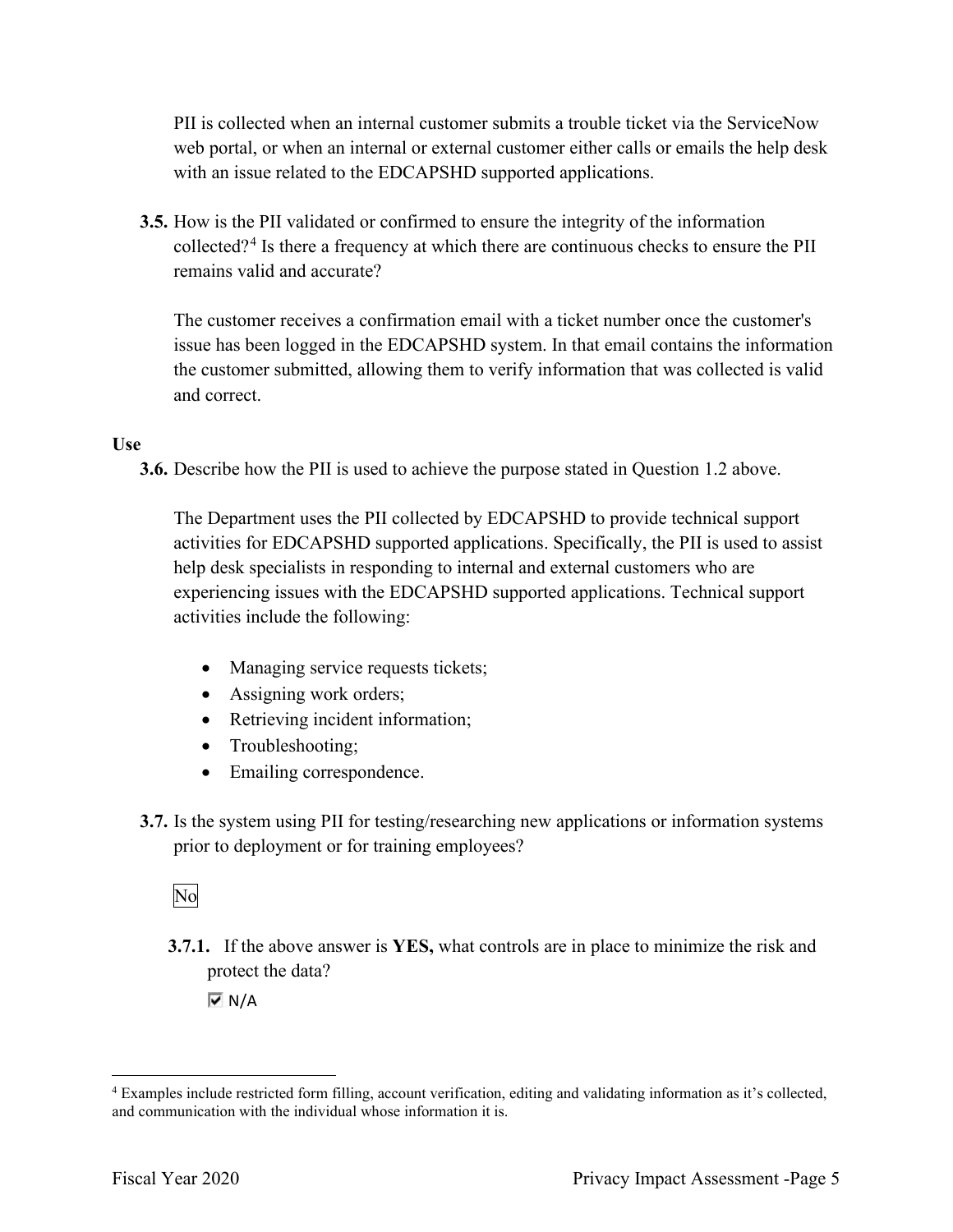PII is collected when an internal customer submits a trouble ticket via the ServiceNow web portal, or when an internal or external customer either calls or emails the help desk with an issue related to the EDCAPSHD supported applications.

**3.5.** How is the PII validated or confirmed to ensure the integrity of the information collected?[4] Is there a frequency at which there are continuous checks to ensure the PII remains valid and accurate?

The customer receives a confirmation email with a ticket number once the customer's issue has been logged in the EDCAPSHD system. In that email contains the information the customer submitted, allowing them to verify information that was collected is valid and correct.

**Use**

**3.6.** Describe how the PII is used to achieve the purpose stated in Question 1.2 above.

The Department uses the PII collected by EDCAPSHD to provide technical support activities for EDCAPSHD supported applications. Specifically, the PII is used to assist help desk specialists in responding to internal and external customers who are experiencing issues with the EDCAPSHD supported applications. Technical support activities include the following:

- Managing service requests tickets;
- Assigning work orders;
- Retrieving incident information;
- Troubleshooting;
- Emailing correspondence.

**3.7.** Is the system using PII for testing/researching new applications or information systems prior to deployment or for training employees?

No

**3.7.1.** If the above answer is **YES,** what controls are in place to minimize the risk and protect the data?

☑ N/A

[4] Examples include restricted form filling, account verification, editing and validating information as it's collected, and communication with the individual whose information it is.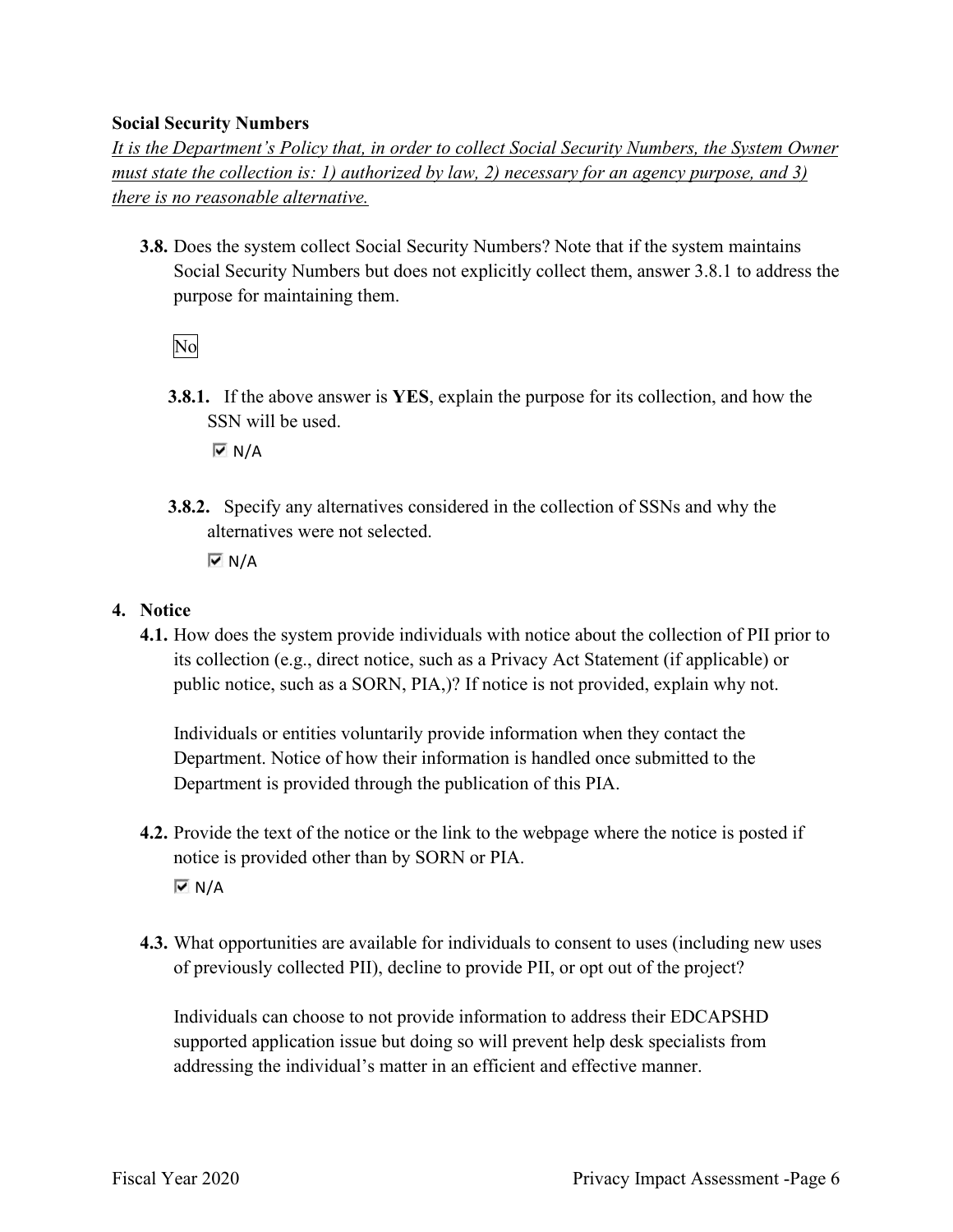**Social Security Numbers**

*It is the Department's Policy that, in order to collect Social Security Numbers, the System Owner must state the collection is: 1) authorized by law, 2) necessary for an agency purpose, and 3) there is no reasonable alternative.*

**3.8.** Does the system collect Social Security Numbers? Note that if the system maintains Social Security Numbers but does not explicitly collect them, answer 3.8.1 to address the purpose for maintaining them.

No

**3.8.1.** If the above answer is **YES**, explain the purpose for its collection, and how the SSN will be used.

☑ N/A

**3.8.2.** Specify any alternatives considered in the collection of SSNs and why the alternatives were not selected.

☑ N/A

## 4. Notice

**4.1.** How does the system provide individuals with notice about the collection of PII prior to its collection (e.g., direct notice, such as a Privacy Act Statement (if applicable) or public notice, such as a SORN, PIA,)? If notice is not provided, explain why not.

Individuals or entities voluntarily provide information when they contact the Department. Notice of how their information is handled once submitted to the Department is provided through the publication of this PIA.

**4.2.** Provide the text of the notice or the link to the webpage where the notice is posted if notice is provided other than by SORN or PIA.

☑ N/A

**4.3.** What opportunities are available for individuals to consent to uses (including new uses of previously collected PII), decline to provide PII, or opt out of the project?

Individuals can choose to not provide information to address their EDCAPSHD supported application issue but doing so will prevent help desk specialists from addressing the individual's matter in an efficient and effective manner.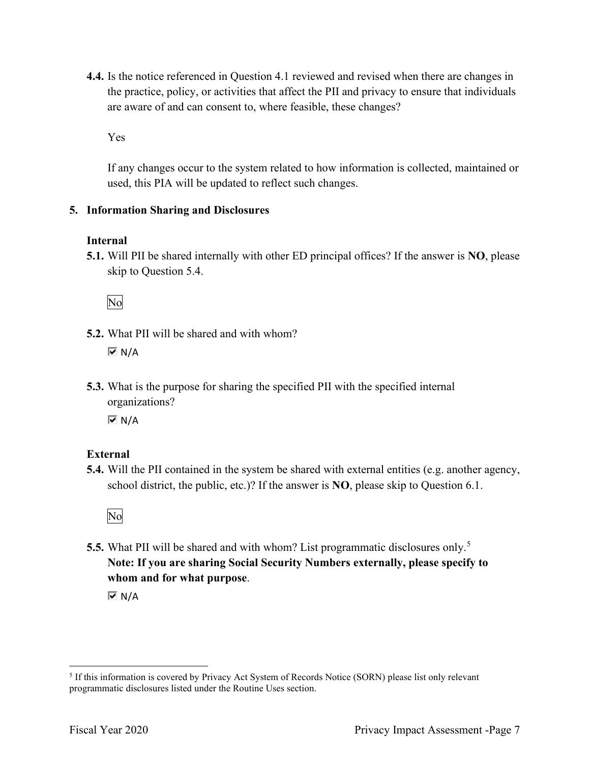**4.4.** Is the notice referenced in Question 4.1 reviewed and revised when there are changes in the practice, policy, or activities that affect the PII and privacy to ensure that individuals are aware of and can consent to, where feasible, these changes?

Yes

If any changes occur to the system related to how information is collected, maintained or used, this PIA will be updated to reflect such changes.

## 5. Information Sharing and Disclosures

### Internal

**5.1.** Will PII be shared internally with other ED principal offices? If the answer is **NO**, please skip to Question 5.4.

No

**5.2.** What PII will be shared and with whom?

☑ N/A

**5.3.** What is the purpose for sharing the specified PII with the specified internal organizations?

☑ N/A

### External

**5.4.** Will the PII contained in the system be shared with external entities (e.g. another agency, school district, the public, etc.)? If the answer is **NO**, please skip to Question 6.1.

No

**5.5.** What PII will be shared and with whom? List programmatic disclosures only.[5]
**Note: If you are sharing Social Security Numbers externally, please specify to whom and for what purpose**.

☑ N/A

[5] If this information is covered by Privacy Act System of Records Notice (SORN) please list only relevant programmatic disclosures listed under the Routine Uses section.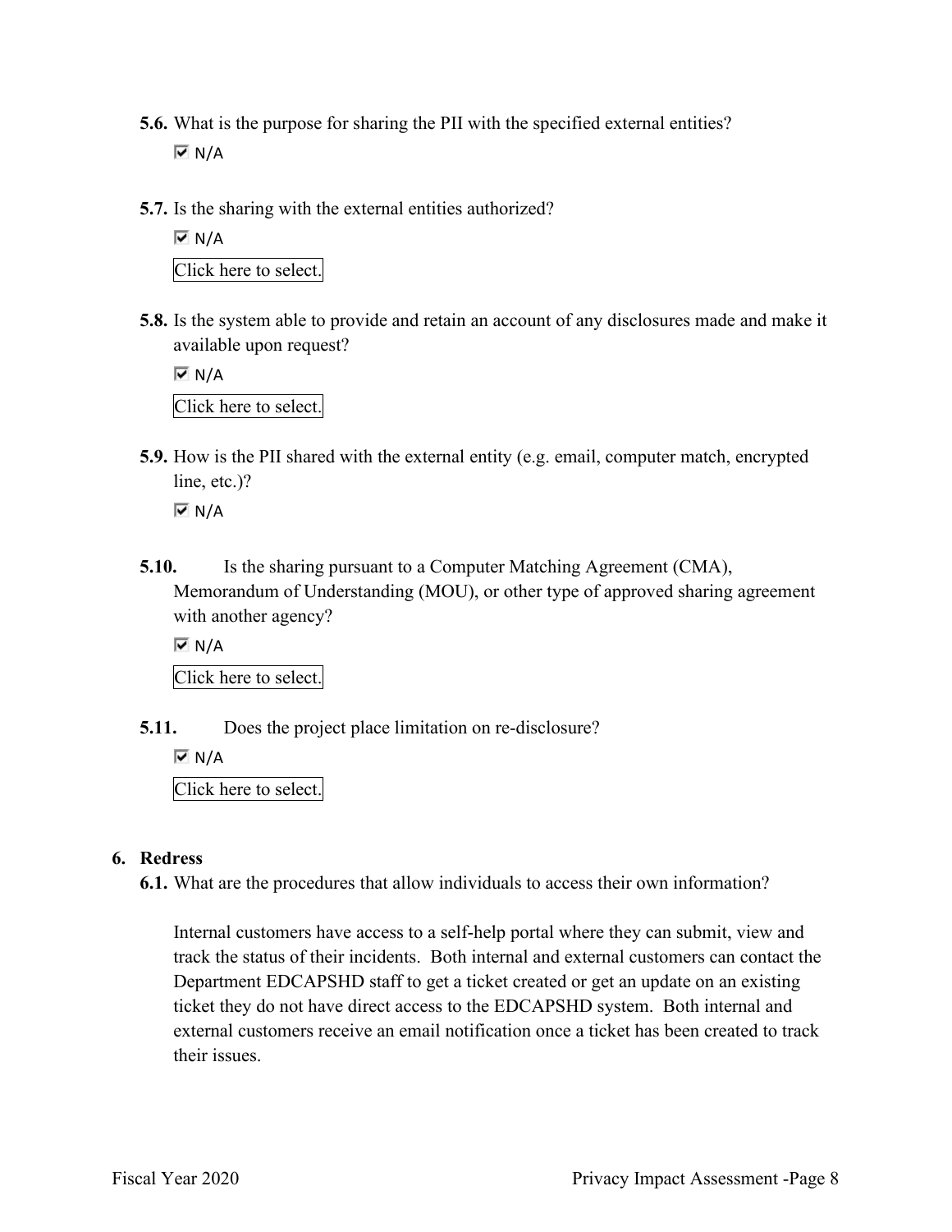**5.6.** What is the purpose for sharing the PII with the specified external entities?

☑ N/A

**5.7.** Is the sharing with the external entities authorized?

☑ N/A

Click here to select.

**5.8.** Is the system able to provide and retain an account of any disclosures made and make it available upon request?

☑ N/A

Click here to select.

**5.9.** How is the PII shared with the external entity (e.g. email, computer match, encrypted line, etc.)?

☑ N/A

**5.10.** Is the sharing pursuant to a Computer Matching Agreement (CMA), Memorandum of Understanding (MOU), or other type of approved sharing agreement with another agency?

☑ N/A

Click here to select.

**5.11.** Does the project place limitation on re-disclosure?

☑ N/A

Click here to select.

## 6. Redress

**6.1.** What are the procedures that allow individuals to access their own information?

Internal customers have access to a self-help portal where they can submit, view and track the status of their incidents. Both internal and external customers can contact the Department EDCAPSHD staff to get a ticket created or get an update on an existing ticket they do not have direct access to the EDCAPSHD system. Both internal and external customers receive an email notification once a ticket has been created to track their issues.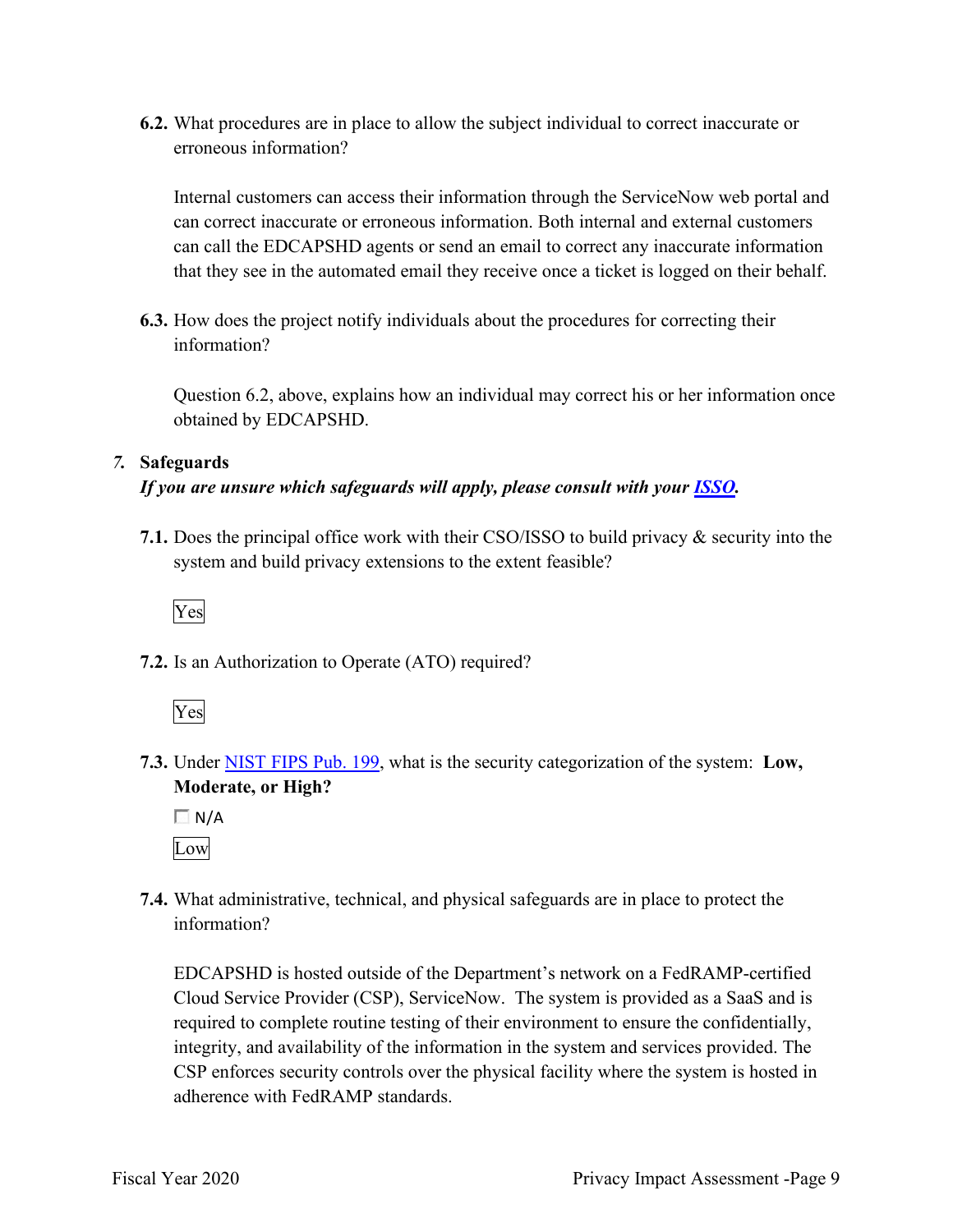**6.2.** What procedures are in place to allow the subject individual to correct inaccurate or erroneous information?

Internal customers can access their information through the ServiceNow web portal and can correct inaccurate or erroneous information. Both internal and external customers can call the EDCAPSHD agents or send an email to correct any inaccurate information that they see in the automated email they receive once a ticket is logged on their behalf.

**6.3.** How does the project notify individuals about the procedures for correcting their information?

Question 6.2, above, explains how an individual may correct his or her information once obtained by EDCAPSHD.

## *7.* Safeguards

***If you are unsure which safeguards will apply, please consult with your ISSO.***

**7.1.** Does the principal office work with their CSO/ISSO to build privacy & security into the system and build privacy extensions to the extent feasible?

Yes

**7.2.** Is an Authorization to Operate (ATO) required?

Yes

**7.3.** Under NIST FIPS Pub. 199, what is the security categorization of the system: **Low, Moderate, or High?**

☐ N/A

Low

**7.4.** What administrative, technical, and physical safeguards are in place to protect the information?

EDCAPSHD is hosted outside of the Department's network on a FedRAMP-certified Cloud Service Provider (CSP), ServiceNow. The system is provided as a SaaS and is required to complete routine testing of their environment to ensure the confidentially, integrity, and availability of the information in the system and services provided. The CSP enforces security controls over the physical facility where the system is hosted in adherence with FedRAMP standards.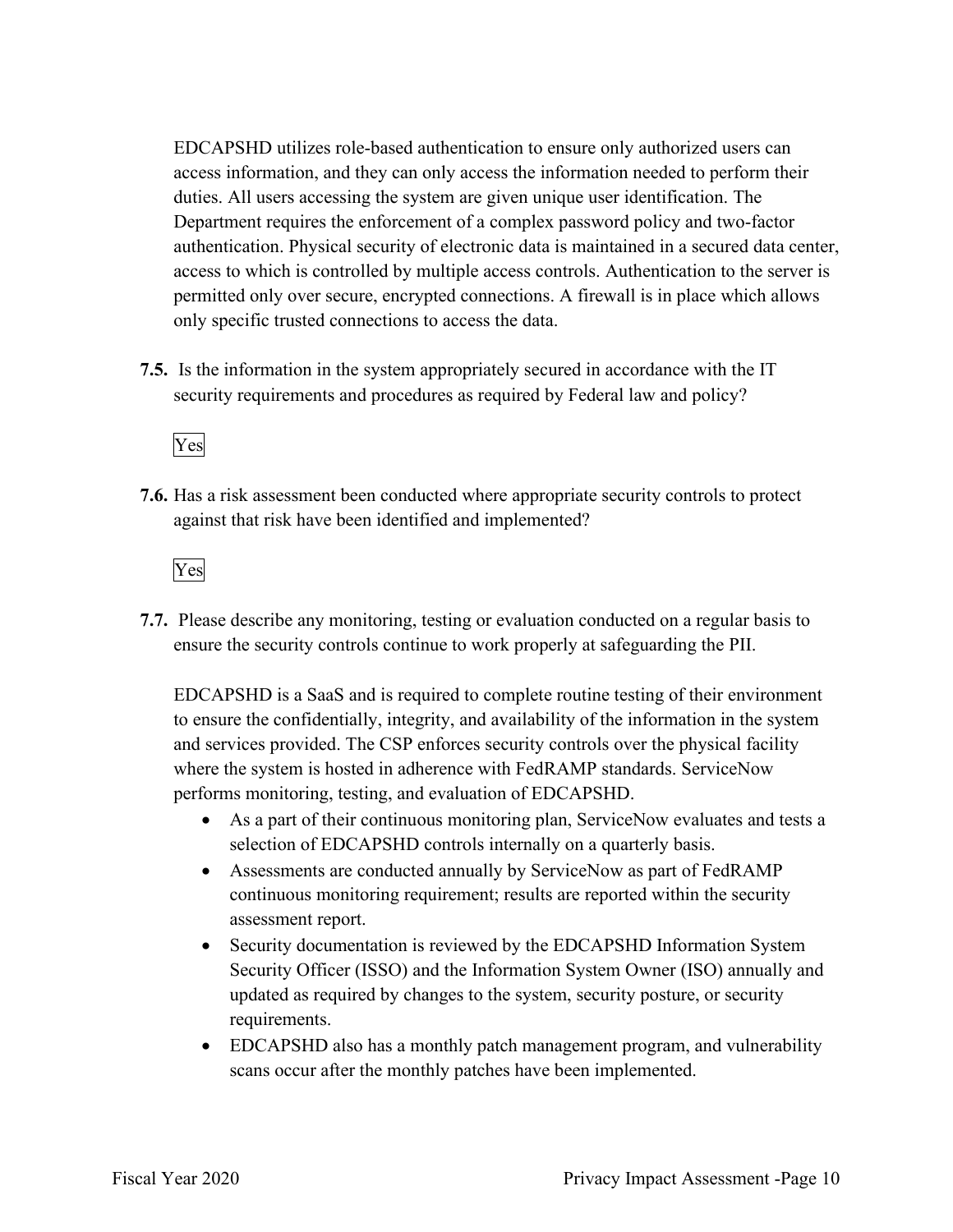EDCAPSHD utilizes role-based authentication to ensure only authorized users can access information, and they can only access the information needed to perform their duties. All users accessing the system are given unique user identification. The Department requires the enforcement of a complex password policy and two-factor authentication. Physical security of electronic data is maintained in a secured data center, access to which is controlled by multiple access controls. Authentication to the server is permitted only over secure, encrypted connections. A firewall is in place which allows only specific trusted connections to access the data.

**7.5.** Is the information in the system appropriately secured in accordance with the IT security requirements and procedures as required by Federal law and policy?

Yes

**7.6.** Has a risk assessment been conducted where appropriate security controls to protect against that risk have been identified and implemented?

Yes

**7.7.** Please describe any monitoring, testing or evaluation conducted on a regular basis to ensure the security controls continue to work properly at safeguarding the PII.

EDCAPSHD is a SaaS and is required to complete routine testing of their environment to ensure the confidentially, integrity, and availability of the information in the system and services provided. The CSP enforces security controls over the physical facility where the system is hosted in adherence with FedRAMP standards. ServiceNow performs monitoring, testing, and evaluation of EDCAPSHD.

- As a part of their continuous monitoring plan, ServiceNow evaluates and tests a selection of EDCAPSHD controls internally on a quarterly basis.
- Assessments are conducted annually by ServiceNow as part of FedRAMP continuous monitoring requirement; results are reported within the security assessment report.
- Security documentation is reviewed by the EDCAPSHD Information System Security Officer (ISSO) and the Information System Owner (ISO) annually and updated as required by changes to the system, security posture, or security requirements.
- EDCAPSHD also has a monthly patch management program, and vulnerability scans occur after the monthly patches have been implemented.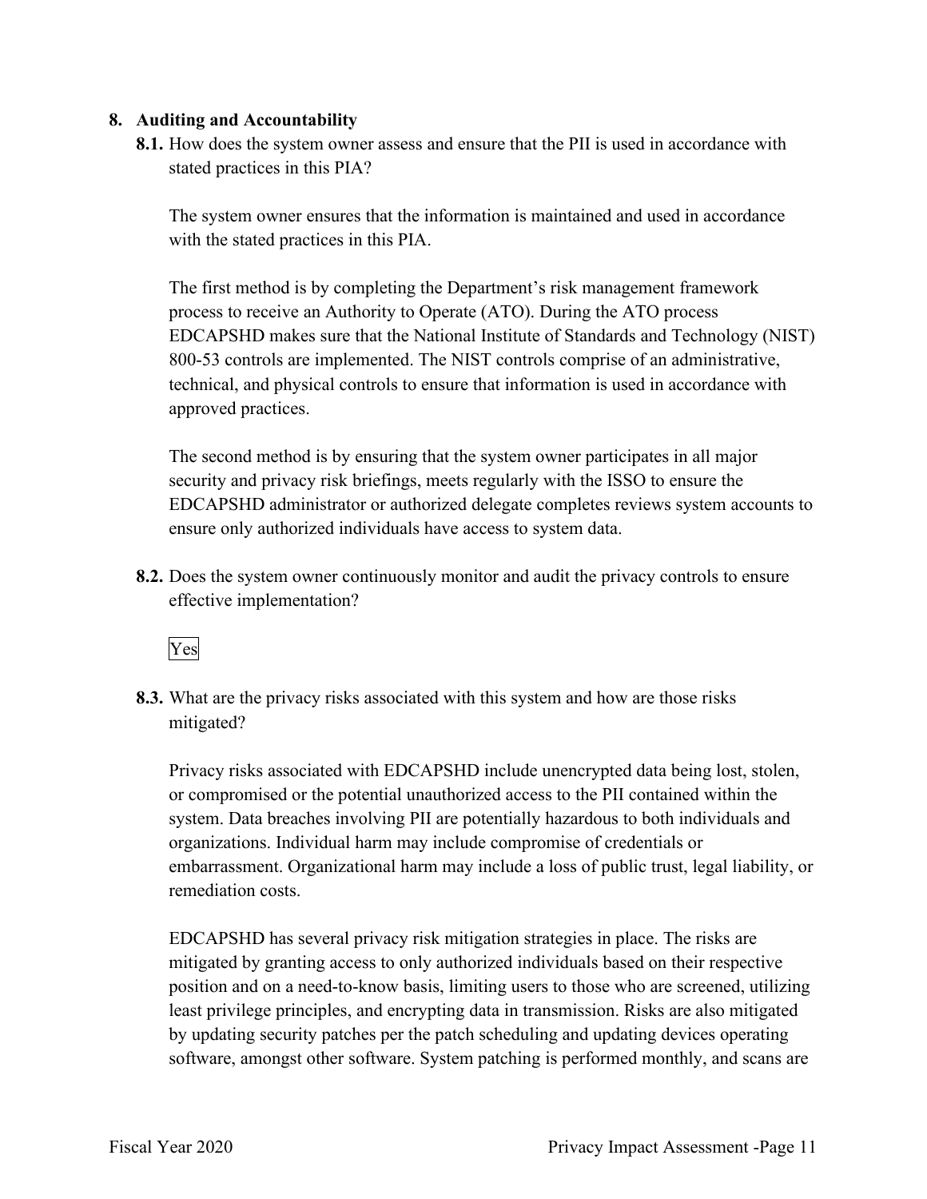## 8. Auditing and Accountability

**8.1.** How does the system owner assess and ensure that the PII is used in accordance with stated practices in this PIA?

The system owner ensures that the information is maintained and used in accordance with the stated practices in this PIA.

The first method is by completing the Department's risk management framework process to receive an Authority to Operate (ATO). During the ATO process EDCAPSHD makes sure that the National Institute of Standards and Technology (NIST) 800-53 controls are implemented. The NIST controls comprise of an administrative, technical, and physical controls to ensure that information is used in accordance with approved practices.

The second method is by ensuring that the system owner participates in all major security and privacy risk briefings, meets regularly with the ISSO to ensure the EDCAPSHD administrator or authorized delegate completes reviews system accounts to ensure only authorized individuals have access to system data.

**8.2.** Does the system owner continuously monitor and audit the privacy controls to ensure effective implementation?

Yes

**8.3.** What are the privacy risks associated with this system and how are those risks mitigated?

Privacy risks associated with EDCAPSHD include unencrypted data being lost, stolen, or compromised or the potential unauthorized access to the PII contained within the system. Data breaches involving PII are potentially hazardous to both individuals and organizations. Individual harm may include compromise of credentials or embarrassment. Organizational harm may include a loss of public trust, legal liability, or remediation costs.

EDCAPSHD has several privacy risk mitigation strategies in place. The risks are mitigated by granting access to only authorized individuals based on their respective position and on a need-to-know basis, limiting users to those who are screened, utilizing least privilege principles, and encrypting data in transmission. Risks are also mitigated by updating security patches per the patch scheduling and updating devices operating software, amongst other software. System patching is performed monthly, and scans are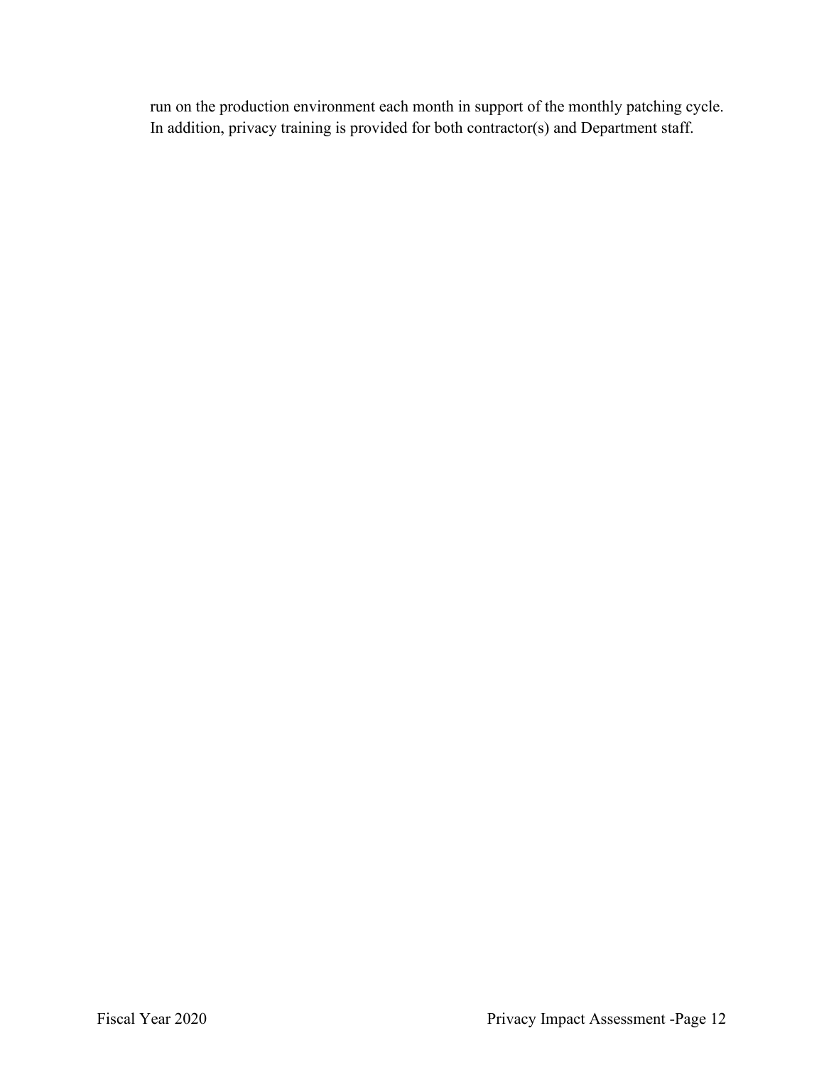run on the production environment each month in support of the monthly patching cycle. In addition, privacy training is provided for both contractor(s) and Department staff.